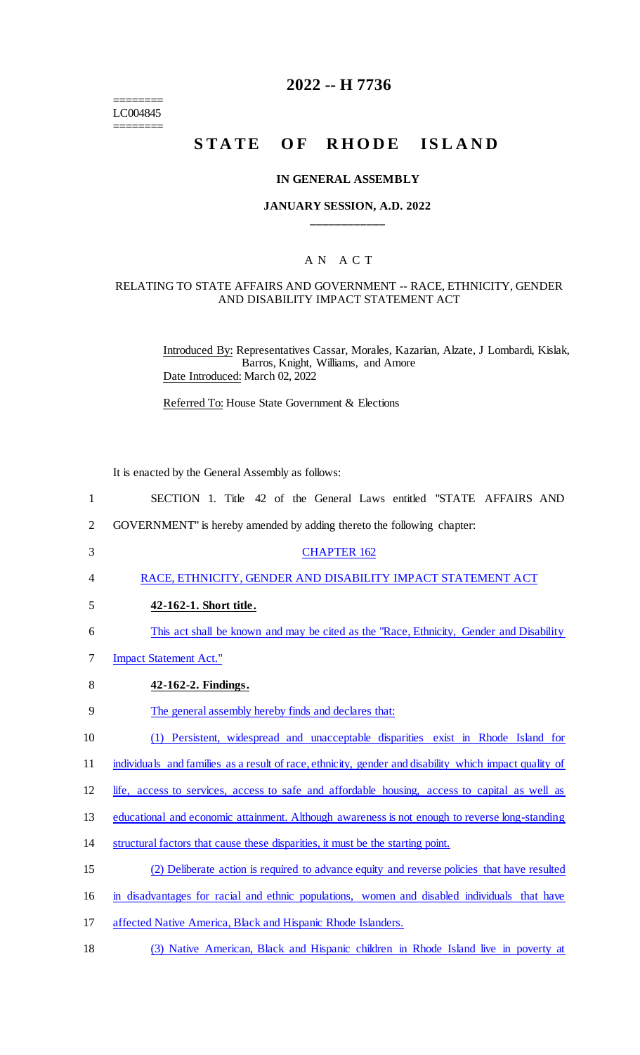========
LC004845
========

# 2022 -- H 7736

# STATE OF RHODE ISLAND

### IN GENERAL ASSEMBLY

### JANUARY SESSION, A.D. 2022

---

## A N A C T

### RELATING TO STATE AFFAIRS AND GOVERNMENT -- RACE, ETHNICITY, GENDER AND DISABILITY IMPACT STATEMENT ACT

Introduced By: Representatives Cassar, Morales, Kazarian, Alzate, J Lombardi, Kislak, Barros, Knight, Williams, and Amore

Date Introduced: March 02, 2022

Referred To: House State Government & Elections

It is enacted by the General Assembly as follows:

SECTION 1. Title 42 of the General Laws entitled "STATE AFFAIRS AND GOVERNMENT" is hereby amended by adding thereto the following chapter:

CHAPTER 162

RACE, ETHNICITY, GENDER AND DISABILITY IMPACT STATEMENT ACT

**42-162-1. Short title.**

This act shall be known and may be cited as the "Race, Ethnicity, Gender and Disability Impact Statement Act."

**42-162-2. Findings.**

The general assembly hereby finds and declares that:

(1) Persistent, widespread and unacceptable disparities exist in Rhode Island for individuals and families as a result of race, ethnicity, gender and disability which impact quality of life, access to services, access to safe and affordable housing, access to capital as well as educational and economic attainment. Although awareness is not enough to reverse long-standing structural factors that cause these disparities, it must be the starting point.

(2) Deliberate action is required to advance equity and reverse policies that have resulted in disadvantages for racial and ethnic populations, women and disabled individuals that have affected Native America, Black and Hispanic Rhode Islanders.

(3) Native American, Black and Hispanic children in Rhode Island live in poverty at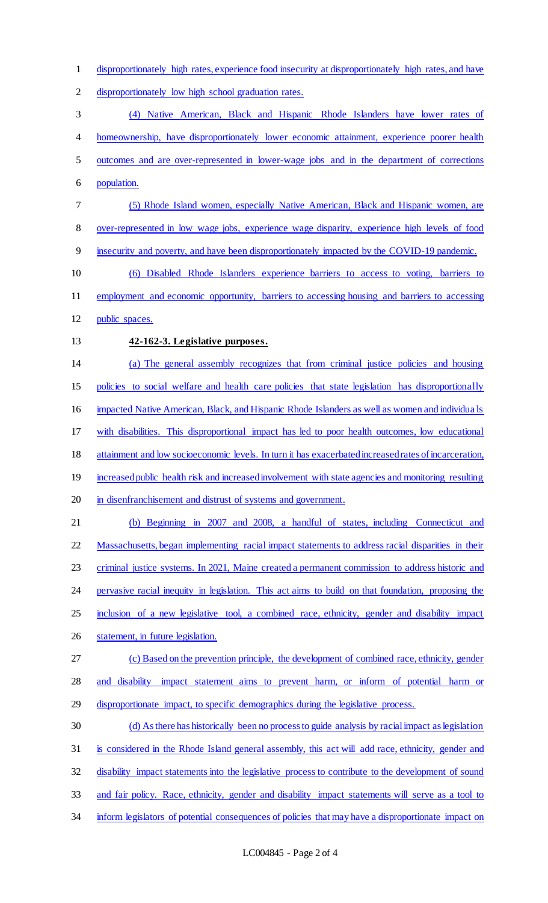disproportionately high rates, experience food insecurity at disproportionately high rates, and have disproportionately low high school graduation rates.

(4) Native American, Black and Hispanic Rhode Islanders have lower rates of homeownership, have disproportionately lower economic attainment, experience poorer health outcomes and are over-represented in lower-wage jobs and in the department of corrections population.

(5) Rhode Island women, especially Native American, Black and Hispanic women, are over-represented in low wage jobs, experience wage disparity, experience high levels of food insecurity and poverty, and have been disproportionately impacted by the COVID-19 pandemic.

(6) Disabled Rhode Islanders experience barriers to access to voting, barriers to employment and economic opportunity, barriers to accessing housing and barriers to accessing public spaces.

**42-162-3. Legislative purposes.**

(a) The general assembly recognizes that from criminal justice policies and housing policies to social welfare and health care policies that state legislation has disproportionally impacted Native American, Black, and Hispanic Rhode Islanders as well as women and individuals with disabilities. This disproportional impact has led to poor health outcomes, low educational attainment and low socioeconomic levels. In turn it has exacerbated increased rates of incarceration, increased public health risk and increased involvement with state agencies and monitoring resulting in disenfranchisement and distrust of systems and government.

(b) Beginning in 2007 and 2008, a handful of states, including Connecticut and Massachusetts, began implementing racial impact statements to address racial disparities in their criminal justice systems. In 2021, Maine created a permanent commission to address historic and pervasive racial inequity in legislation. This act aims to build on that foundation, proposing the inclusion of a new legislative tool, a combined race, ethnicity, gender and disability impact statement, in future legislation.

(c) Based on the prevention principle, the development of combined race, ethnicity, gender and disability impact statement aims to prevent harm, or inform of potential harm or disproportionate impact, to specific demographics during the legislative process.

(d) As there has historically been no process to guide analysis by racial impact as legislation is considered in the Rhode Island general assembly, this act will add race, ethnicity, gender and disability impact statements into the legislative process to contribute to the development of sound and fair policy. Race, ethnicity, gender and disability impact statements will serve as a tool to inform legislators of potential consequences of policies that may have a disproportionate impact on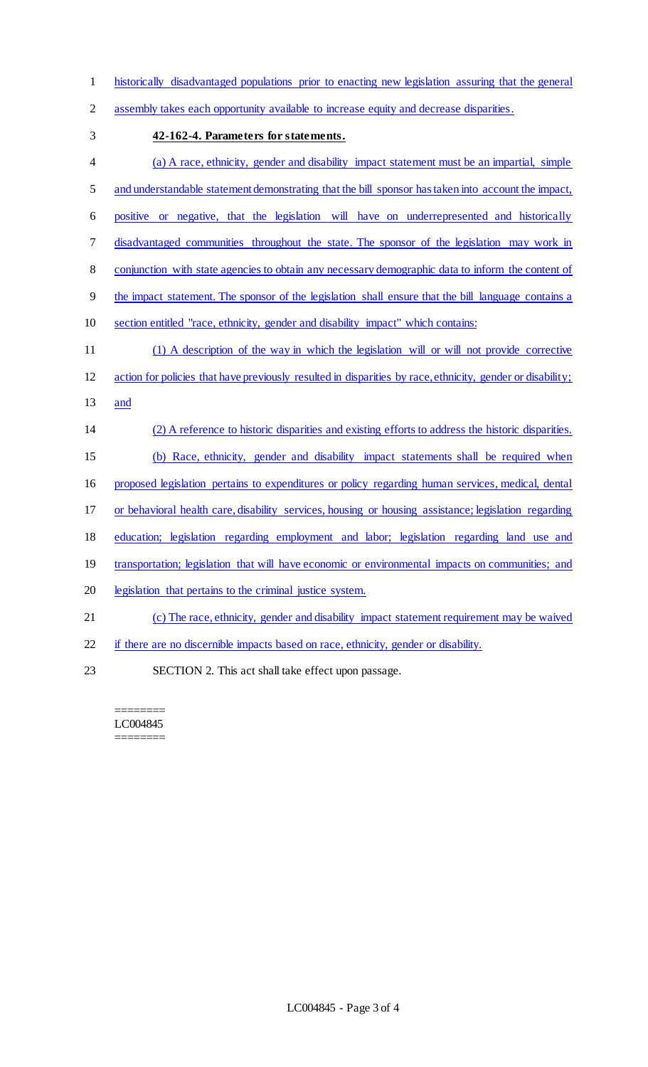historically disadvantaged populations prior to enacting new legislation assuring that the general assembly takes each opportunity available to increase equity and decrease disparities.

**42-162-4. Parameters for statements.**

(a) A race, ethnicity, gender and disability impact statement must be an impartial, simple and understandable statement demonstrating that the bill sponsor has taken into account the impact, positive or negative, that the legislation will have on underrepresented and historically disadvantaged communities throughout the state. The sponsor of the legislation may work in conjunction with state agencies to obtain any necessary demographic data to inform the content of the impact statement. The sponsor of the legislation shall ensure that the bill language contains a section entitled "race, ethnicity, gender and disability impact" which contains:

(1) A description of the way in which the legislation will or will not provide corrective action for policies that have previously resulted in disparities by race, ethnicity, gender or disability; and

(2) A reference to historic disparities and existing efforts to address the historic disparities.

(b) Race, ethnicity, gender and disability impact statements shall be required when proposed legislation pertains to expenditures or policy regarding human services, medical, dental or behavioral health care, disability services, housing or housing assistance; legislation regarding education; legislation regarding employment and labor; legislation regarding land use and transportation; legislation that will have economic or environmental impacts on communities; and legislation that pertains to the criminal justice system.

(c) The race, ethnicity, gender and disability impact statement requirement may be waived if there are no discernible impacts based on race, ethnicity, gender or disability.

SECTION 2. This act shall take effect upon passage.

========
LC004845
========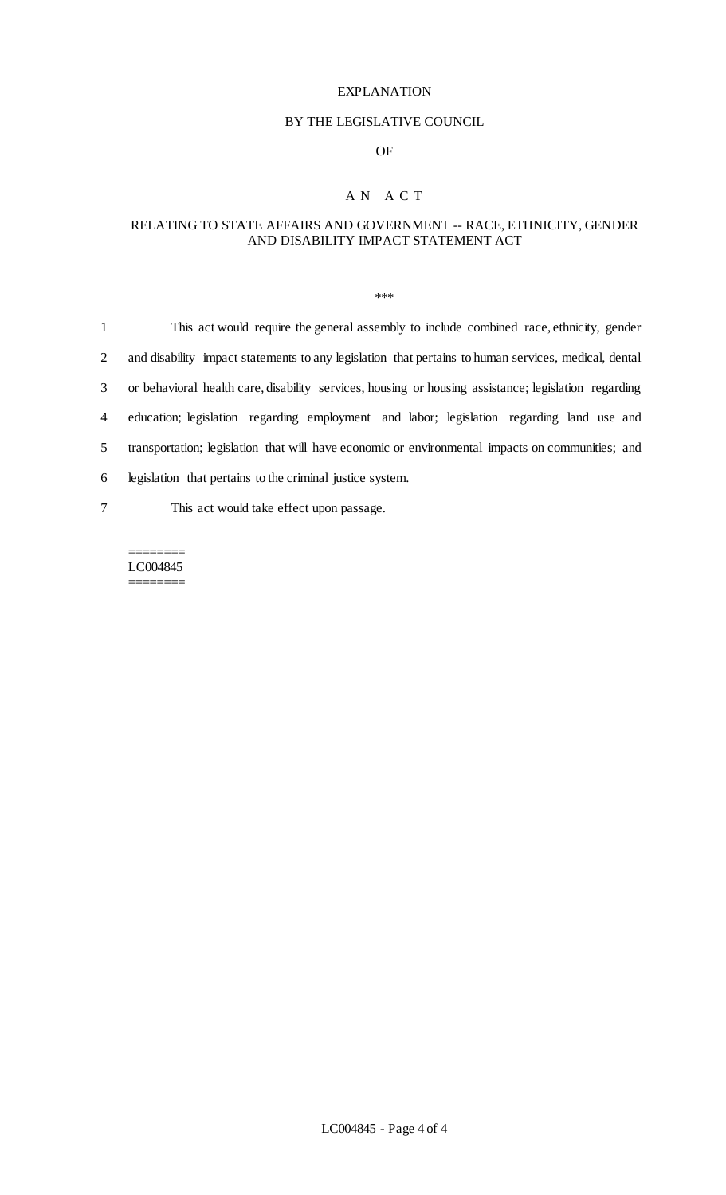EXPLANATION

BY THE LEGISLATIVE COUNCIL

OF

A N A C T

RELATING TO STATE AFFAIRS AND GOVERNMENT -- RACE, ETHNICITY, GENDER AND DISABILITY IMPACT STATEMENT ACT

***

This act would require the general assembly to include combined race, ethnicity, gender and disability impact statements to any legislation that pertains to human services, medical, dental or behavioral health care, disability services, housing or housing assistance; legislation regarding education; legislation regarding employment and labor; legislation regarding land use and transportation; legislation that will have economic or environmental impacts on communities; and legislation that pertains to the criminal justice system.

This act would take effect upon passage.

========
LC004845
========